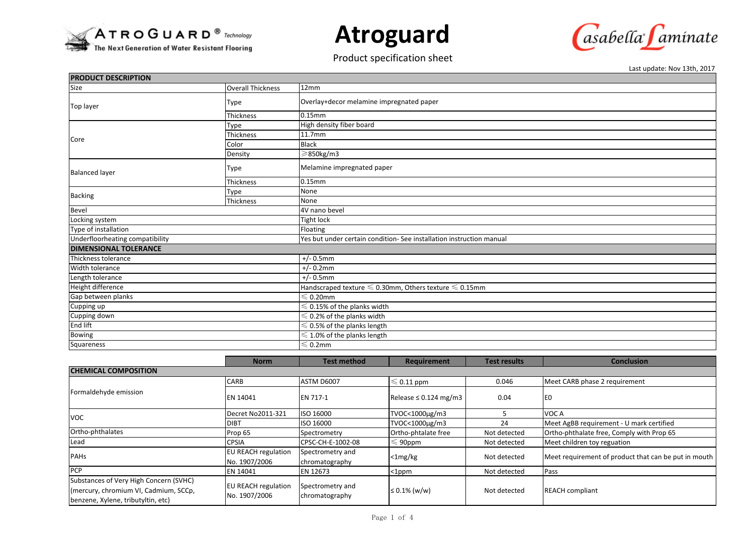# Atroguard

Product specification sheet

Last update: Nov 13th, 2017

| PRODUCT DESCRIPTION | | |
|---|---|---|
| Size | Overall Thickness | 12mm |
| Top layer | Type | Overlay+decor melamine impregnated paper |
| | Thickness | 0.15mm |
| Core | Type | High density fiber board |
| | Thickness | 11.7mm |
| | Color | Black |
| | Density | ≥850kg/m3 |
| Balanced layer | Type | Melamine impregnated paper |
| | Thickness | 0.15mm |
| Backing | Type | None |
| | Thickness | None |
| Bevel | | 4V nano bevel |
| Locking system | | Tight lock |
| Type of installation | | Floating |
| Underfloorheating compatibility | | Yes but under certain condition- See installation instruction manual |
| **DIMENSIONAL TOLERANCE** | | |
| Thickness tolerance | | +/- 0.5mm |
| Width tolerance | | +/- 0.2mm |
| Length tolerance | | +/- 0.5mm |
| Height difference | | Handscraped texture ≤ 0.30mm, Others texture ≤ 0.15mm |
| Gap between planks | | ≤ 0.20mm |
| Cupping up | | ≤ 0.15% of the planks width |
| Cupping down | | ≤ 0.2% of the planks width |
| End lift | | ≤ 0.5% of the planks length |
| Bowing | | ≤ 1.0% of the planks length |
| Squareness | | ≤ 0.2mm |

| | Norm | Test method | Requirement | Test results | Conclusion |
|---|---|---|---|---|---|
| **CHEMICAL COMPOSITION** | | | | | |
| Formaldehyde emission | CARB | ASTM D6007 | ≤ 0.11 ppm | 0.046 | Meet CARB phase 2 requirement |
| | EN 14041 | EN 717-1 | Release ≤ 0.124 mg/m3 | 0.04 | E0 |
| VOC | Decret No2011-321 | ISO 16000 | TVOC<1000µg/m3 | 5 | VOC A |
| | DIBT | ISO 16000 | TVOC<1000µg/m3 | 24 | Meet AgBB requirement - U mark certified |
| Ortho-phthalates | Prop 65 | Spectrometry | Ortho-phtalate free | Not detected | Ortho-phthalate free, Comply with Prop 65 |
| Lead | CPSIA | CPSC-CH-E-1002-08 | ≤ 90ppm | Not detected | Meet children toy reguation |
| PAHs | EU REACH regulation No. 1907/2006 | Spectrometry and chromatography | <1mg/kg | Not detected | Meet requirement of product that can be put in mouth |
| PCP | EN 14041 | EN 12673 | <1ppm | Not detected | Pass |
| Substances of Very High Concern (SVHC) (mercury, chromium VI, Cadmium, SCCp, benzene, Xylene, tributyltin, etc) | EU REACH regulation No. 1907/2006 | Spectrometry and chromatography | ≤ 0.1% (w/w) | Not detected | REACH compliant |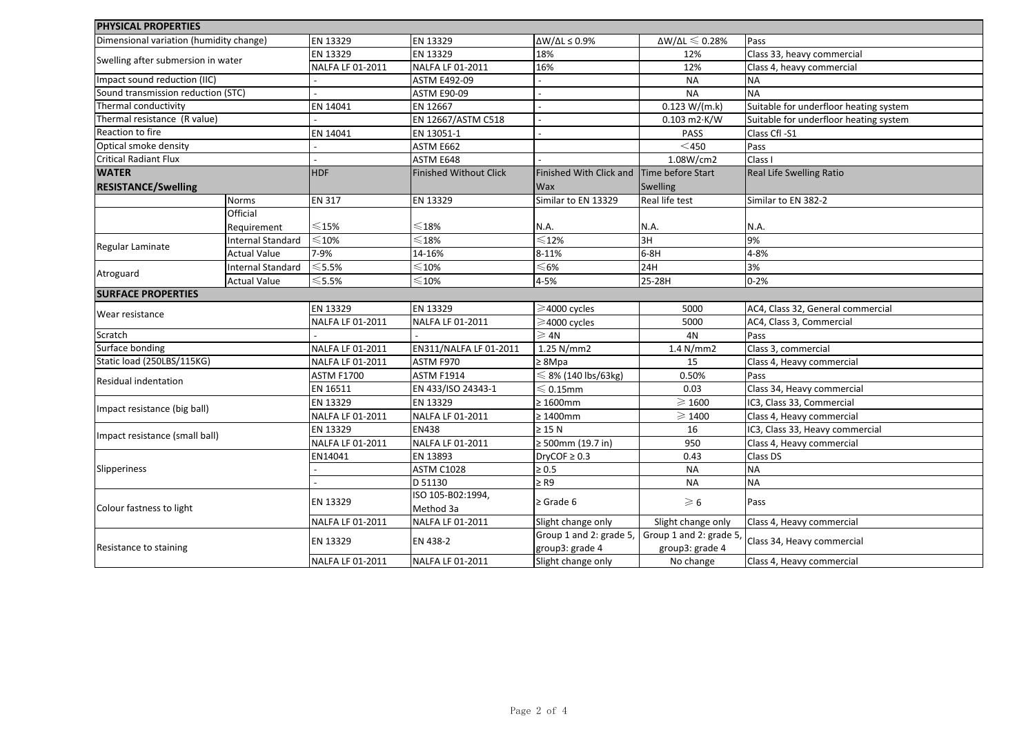| PHYSICAL PROPERTIES | | | | | | |
|---|---|---|---|---|---|---|
| Dimensional variation (humidity change) | | EN 13329 | EN 13329 | ΔW/ΔL ≤ 0.9% | ΔW/ΔL ≤ 0.28% | Pass |
| Swelling after submersion in water | | EN 13329 | EN 13329 | 18% | 12% | Class 33, heavy commercial |
| | | NALFA LF 01-2011 | NALFA LF 01-2011 | 16% | 12% | Class 4, heavy commercial |
| Impact sound reduction (IIC) | | - | ASTM E492-09 | - | NA | NA |
| Sound transmission reduction (STC) | | - | ASTM E90-09 | - | NA | NA |
| Thermal conductivity | | EN 14041 | EN 12667 | - | 0.123 W/(m.k) | Suitable for underfloor heating system |
| Thermal resistance (R value) | | - | EN 12667/ASTM C518 | - | 0.103 m2·K/W | Suitable for underfloor heating system |
| Reaction to fire | | EN 14041 | EN 13051-1 | - | PASS | Class Cfl -S1 |
| Optical smoke density | | - | ASTM E662 | | <450 | Pass |
| Critical Radiant Flux | | - | ASTM E648 | - | 1.08W/cm2 | Class I |
| **WATER RESISTANCE/Swelling** | | HDF | Finished Without Click | Finished With Click and Wax | Time before Start Swelling | Real Life Swelling Ratio |
| | Norms | EN 317 | EN 13329 | Similar to EN 13329 | Real life test | Similar to EN 382-2 |
| | Official Requirement | ≤15% | ≤18% | N.A. | N.A. | N.A. |
| Regular Laminate | Internal Standard | ≤10% | ≤18% | ≤12% | 3H | 9% |
| | Actual Value | 7-9% | 14-16% | 8-11% | 6-8H | 4-8% |
| Atroguard | Internal Standard | ≤5.5% | ≤10% | ≤6% | 24H | 3% |
| | Actual Value | ≤5.5% | ≤10% | 4-5% | 25-28H | 0-2% |
| **SURFACE PROPERTIES** | | | | | | |
| Wear resistance | | EN 13329 | EN 13329 | ≥4000 cycles | 5000 | AC4, Class 32, General commercial |
| | | NALFA LF 01-2011 | NALFA LF 01-2011 | ≥4000 cycles | 5000 | AC4, Class 3, Commercial |
| Scratch | | - | - | ≥ 4N | 4N | Pass |
| Surface bonding | | NALFA LF 01-2011 | EN311/NALFA LF 01-2011 | 1.25 N/mm2 | 1.4 N/mm2 | Class 3, commercial |
| Static load (250LBS/115KG) | | NALFA LF 01-2011 | ASTM F970 | ≥ 8Mpa | 15 | Class 4, Heavy commercial |
| Residual indentation | | ASTM F1700 | ASTM F1914 | ≤ 8% (140 lbs/63kg) | 0.50% | Pass |
| | | EN 16511 | EN 433/ISO 24343-1 | ≤ 0.15mm | 0.03 | Class 34, Heavy commercial |
| Impact resistance (big ball) | | EN 13329 | EN 13329 | ≥ 1600mm | ≥ 1600 | IC3, Class 33, Commercial |
| | | NALFA LF 01-2011 | NALFA LF 01-2011 | ≥ 1400mm | ≥ 1400 | Class 4, Heavy commercial |
| Impact resistance (small ball) | | EN 13329 | EN438 | ≥ 15 N | 16 | IC3, Class 33, Heavy commercial |
| | | NALFA LF 01-2011 | NALFA LF 01-2011 | ≥ 500mm (19.7 in) | 950 | Class 4, Heavy commercial |
| Slipperiness | | EN14041 | EN 13893 | DryCOF ≥ 0.3 | 0.43 | Class DS |
| | | - | ASTM C1028 | ≥ 0.5 | NA | NA |
| | | - | D 51130 | ≥ R9 | NA | NA |
| Colour fastness to light | | EN 13329 | ISO 105-B02:1994, Method 3a | ≥ Grade 6 | ≥ 6 | Pass |
| | | NALFA LF 01-2011 | NALFA LF 01-2011 | Slight change only | Slight change only | Class 4, Heavy commercial |
| Resistance to staining | | EN 13329 | EN 438-2 | Group 1 and 2: grade 5, group3: grade 4 | Group 1 and 2: grade 5, group3: grade 4 | Class 34, Heavy commercial |
| | | NALFA LF 01-2011 | NALFA LF 01-2011 | Slight change only | No change | Class 4, Heavy commercial |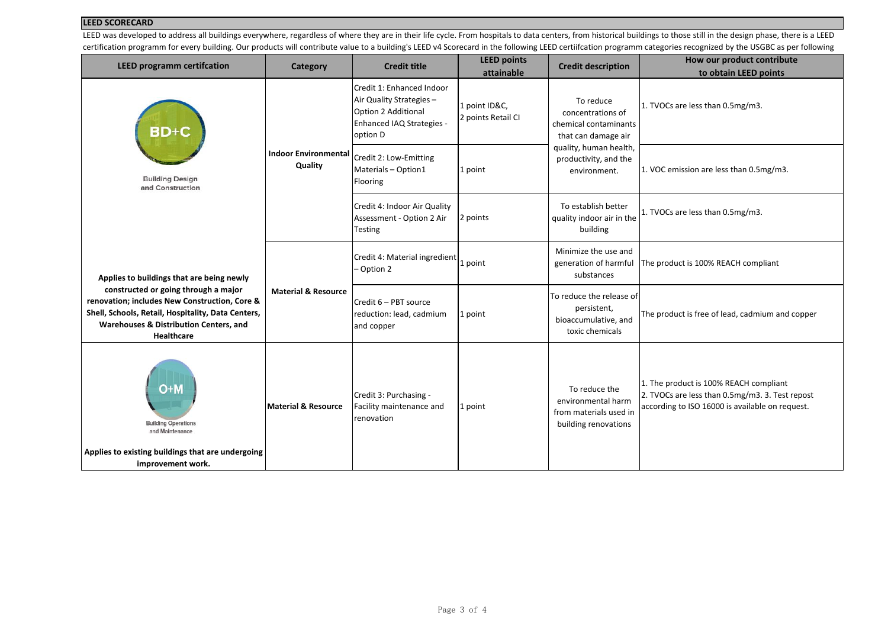## LEED SCORECARD

LEED was developed to address all buildings everywhere, regardless of where they are in their life cycle. From hospitals to data centers, from historical buildings to those still in the design phase, there is a LEED certification programm for every building. Our products will contribute value to a building's LEED v4 Scorecard in the following LEED certiifcation programm categories recognized by the USGBC as per following

| LEED programm certifcation | Category | Credit title | LEED points attainable | Credit description | How our product contribute to obtain LEED points |
|---|---|---|---|---|---|
| BD+C Building Design and Construction<br><br>**Applies to buildings that are being newly constructed or going through a major renovation; includes New Construction, Core & Shell, Schools, Retail, Hospitality, Data Centers, Warehouses & Distribution Centers, and Healthcare** | **Indoor Environmental Quality** | Credit 1: Enhanced Indoor Air Quality Strategies – Option 2 Additional Enhanced IAQ Strategies - option D | 1 point ID&C, 2 points Retail CI | To reduce concentrations of chemical contaminants that can damage air quality, human health, productivity, and the environment. | 1. TVOCs are less than 0.5mg/m3. |
| | | Credit 2: Low-Emitting Materials – Option1 Flooring | 1 point | | 1. VOC emission are less than 0.5mg/m3. |
| | | Credit 4: Indoor Air Quality Assessment - Option 2 Air Testing | 2 points | To establish better quality indoor air in the building | 1. TVOCs are less than 0.5mg/m3. |
| | **Material & Resource** | Credit 4: Material ingredient – Option 2 | 1 point | Minimize the use and generation of harmful substances | The product is 100% REACH compliant |
| | | Credit 6 – PBT source reduction: lead, cadmium and copper | 1 point | To reduce the release of persistent, bioaccumulative, and toxic chemicals | The product is free of lead, cadmium and copper |
| O+M Building Operations and Maintenance<br><br>**Applies to existing buildings that are undergoing improvement work.** | **Material & Resource** | Credit 3: Purchasing - Facility maintenance and renovation | 1 point | To reduce the environmental harm from materials used in building renovations | 1. The product is 100% REACH compliant<br>2. TVOCs are less than 0.5mg/m3. 3. Test repost according to ISO 16000 is available on request. |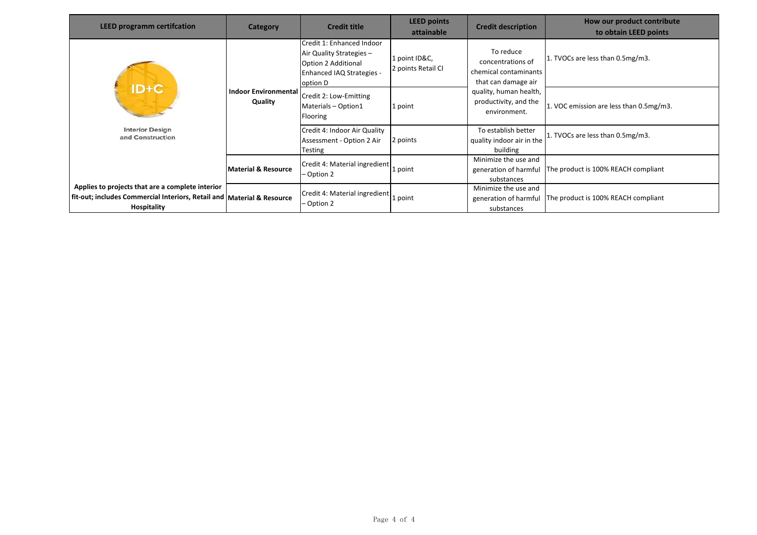| LEED programm certifcation | Category | Credit title | LEED points attainable | Credit description | How our product contribute to obtain LEED points |
|---|---|---|---|---|---|
| ID+C Interior Design and Construction | Indoor Environmental Quality | Credit 1: Enhanced Indoor Air Quality Strategies – Option 2 Additional Enhanced IAQ Strategies - option D | 1 point ID&C, 2 points Retail CI | To reduce concentrations of chemical contaminants that can damage air quality, human health, productivity, and the environment. | 1. TVOCs are less than 0.5mg/m3. |
| | | Credit 2: Low-Emitting Materials – Option1 Flooring | 1 point | | 1. VOC emission are less than 0.5mg/m3. |
| | | Credit 4: Indoor Air Quality Assessment - Option 2 Air Testing | 2 points | To establish better quality indoor air in the building | 1. TVOCs are less than 0.5mg/m3. |
| | Material & Resource | Credit 4: Material ingredient – Option 2 | 1 point | Minimize the use and generation of harmful substances | The product is 100% REACH compliant |
| **Applies to projects that are a complete interior fit-out; includes Commercial Interiors, Retail and Hospitality** | Material & Resource | Credit 4: Material ingredient – Option 2 | 1 point | Minimize the use and generation of harmful substances | The product is 100% REACH compliant |